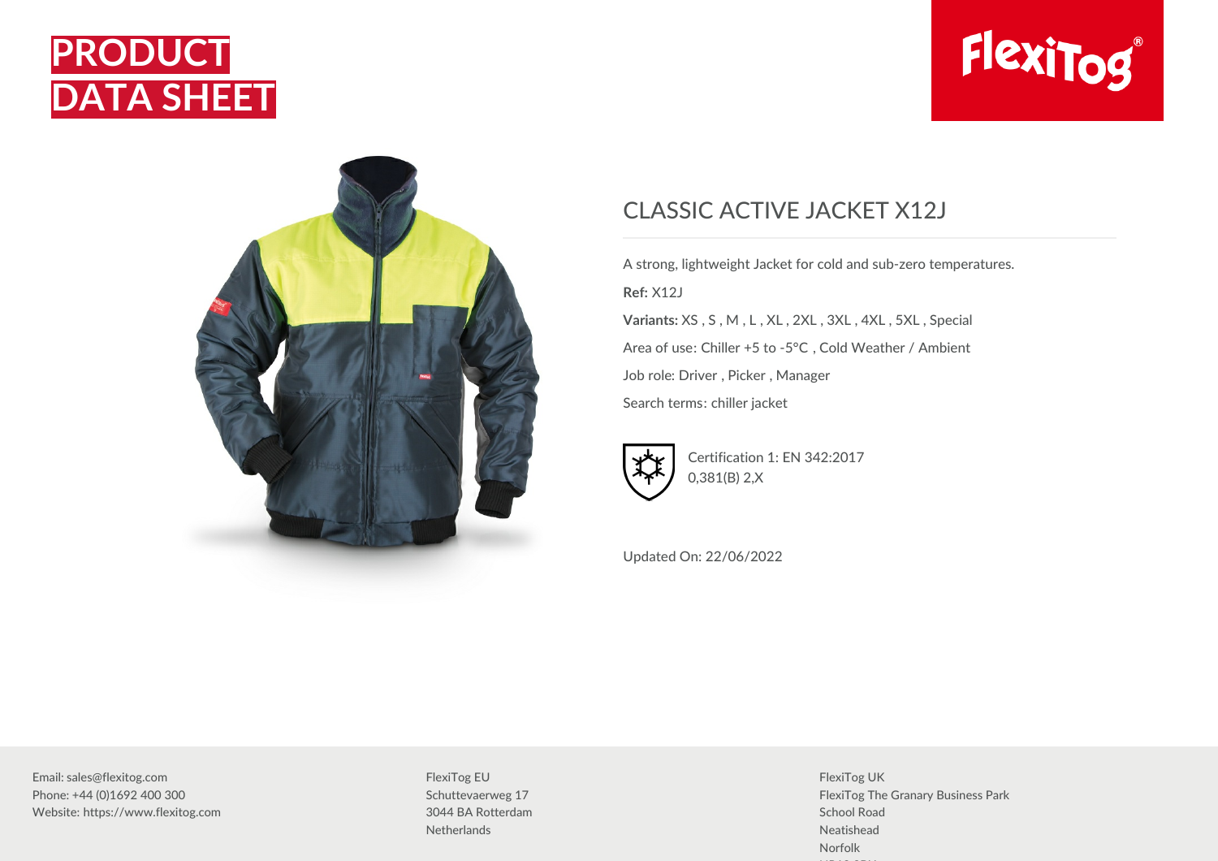# PRODUCT DATA SHEET

## CLASSIC ACTIVE JACKET X12J

A strong, lightweight Jacket for cold and sub-zero temperatures.

**Ref:** X12J

**Variants:** XS , S , M , L , XL , 2XL , 3XL , 4XL , 5XL , Special

Area of use: Chiller +5 to -5°C , Cold Weather / Ambient

Job role: Driver , Picker , Manager

Search terms: chiller jacket

Certification 1: EN 342:2017
0,381(B) 2,X

Updated On: 22/06/2022

Email: sales@flexitog.com
Phone: +44 (0)1692 400 300
Website: https://www.flexitog.com

FlexiTog EU
Schuttevaerweg 17
3044 BA Rotterdam
Netherlands

FlexiTog UK
FlexiTog The Granary Business Park
School Road
Neatishead
Norfolk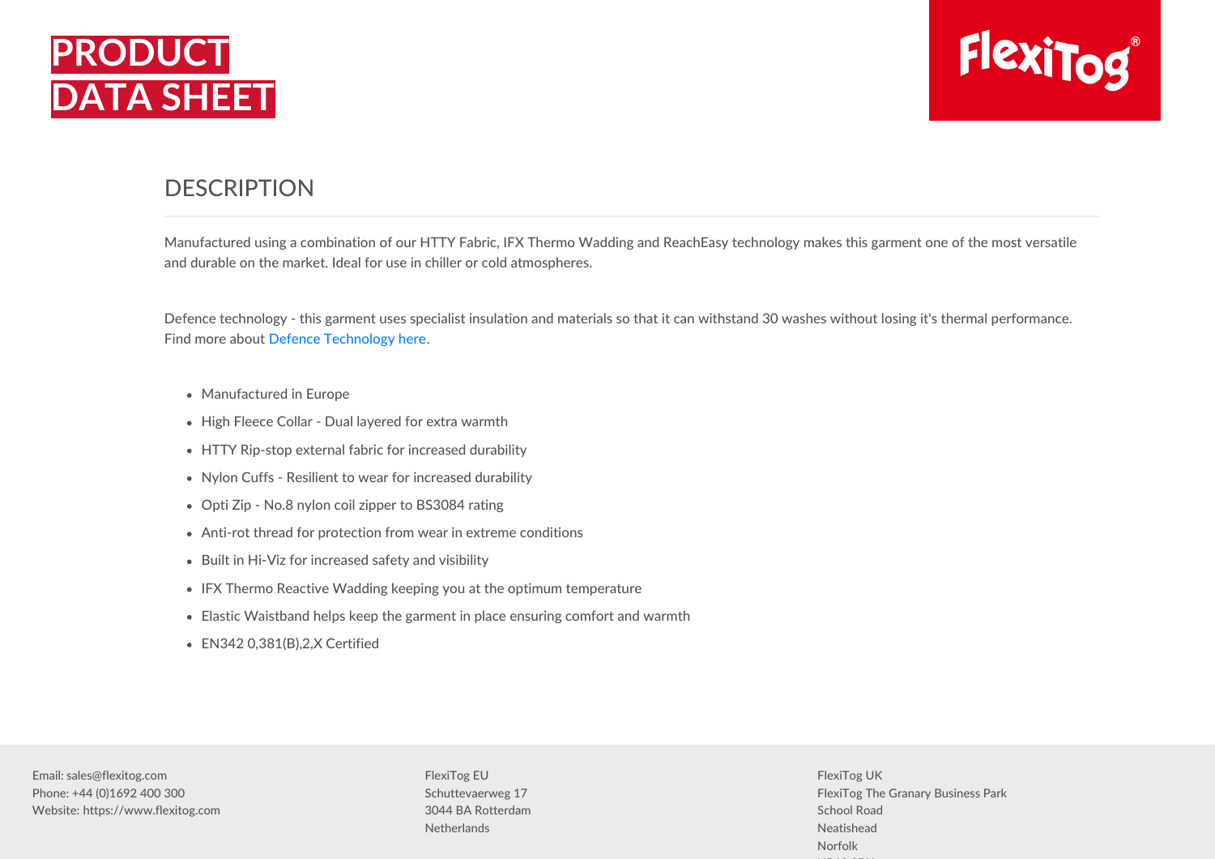# PRODUCT DATA SHEET

FlexiTog®

## DESCRIPTION

Manufactured using a combination of our HTTY Fabric, IFX Thermo Wadding and ReachEasy technology makes this garment one of the most versatile and durable on the market. Ideal for use in chiller or cold atmospheres.

Defence technology - this garment uses specialist insulation and materials so that it can withstand 30 washes without losing it's thermal performance. Find more about Defence Technology here.

- Manufactured in Europe
- High Fleece Collar - Dual layered for extra warmth
- HTTY Rip-stop external fabric for increased durability
- Nylon Cuffs - Resilient to wear for increased durability
- Opti Zip - No.8 nylon coil zipper to BS3084 rating
- Anti-rot thread for protection from wear in extreme conditions
- Built in Hi-Viz for increased safety and visibility
- IFX Thermo Reactive Wadding keeping you at the optimum temperature
- Elastic Waistband helps keep the garment in place ensuring comfort and warmth
- EN342 0,381(B),2,X Certified

Email: sales@flexitog.com
Phone: +44 (0)1692 400 300
Website: https://www.flexitog.com

FlexiTog EU
Schuttevaerweg 17
3044 BA Rotterdam
Netherlands

FlexiTog UK
FlexiTog The Granary Business Park
School Road
Neatishead
Norfolk